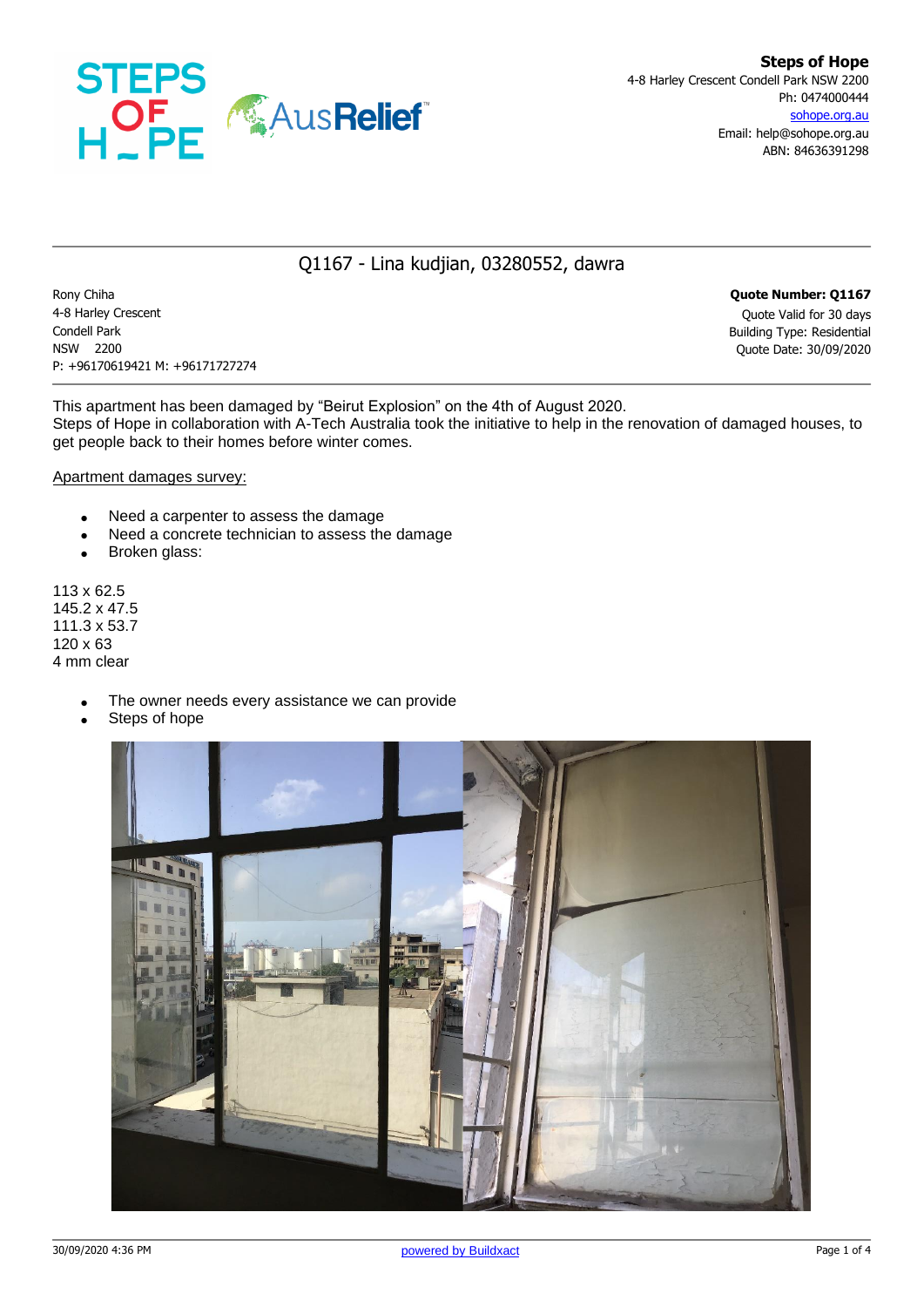**Steps of Hope**
4-8 Harley Crescent Condell Park NSW 2200
Ph: 0474000444
sohope.org.au
Email: help@sohope.org.au
ABN: 84636391298

## Q1167 - Lina kudjian, 03280552, dawra

Rony Chiha
4-8 Harley Crescent
Condell Park
NSW 2200
P: +96170619421 M: +96171727274

**Quote Number: Q1167**
Quote Valid for 30 days
Building Type: Residential
Quote Date: 30/09/2020

This apartment has been damaged by "Beirut Explosion" on the 4th of August 2020.
Steps of Hope in collaboration with A-Tech Australia took the initiative to help in the renovation of damaged houses, to get people back to their homes before winter comes.

Apartment damages survey:

- Need a carpenter to assess the damage
- Need a concrete technician to assess the damage
- Broken glass:

113 x 62.5
145.2 x 47.5
111.3 x 53.7
120 x 63
4 mm clear

- The owner needs every assistance we can provide
- Steps of hope

30/09/2020 4:36 PM
powered by Buildxact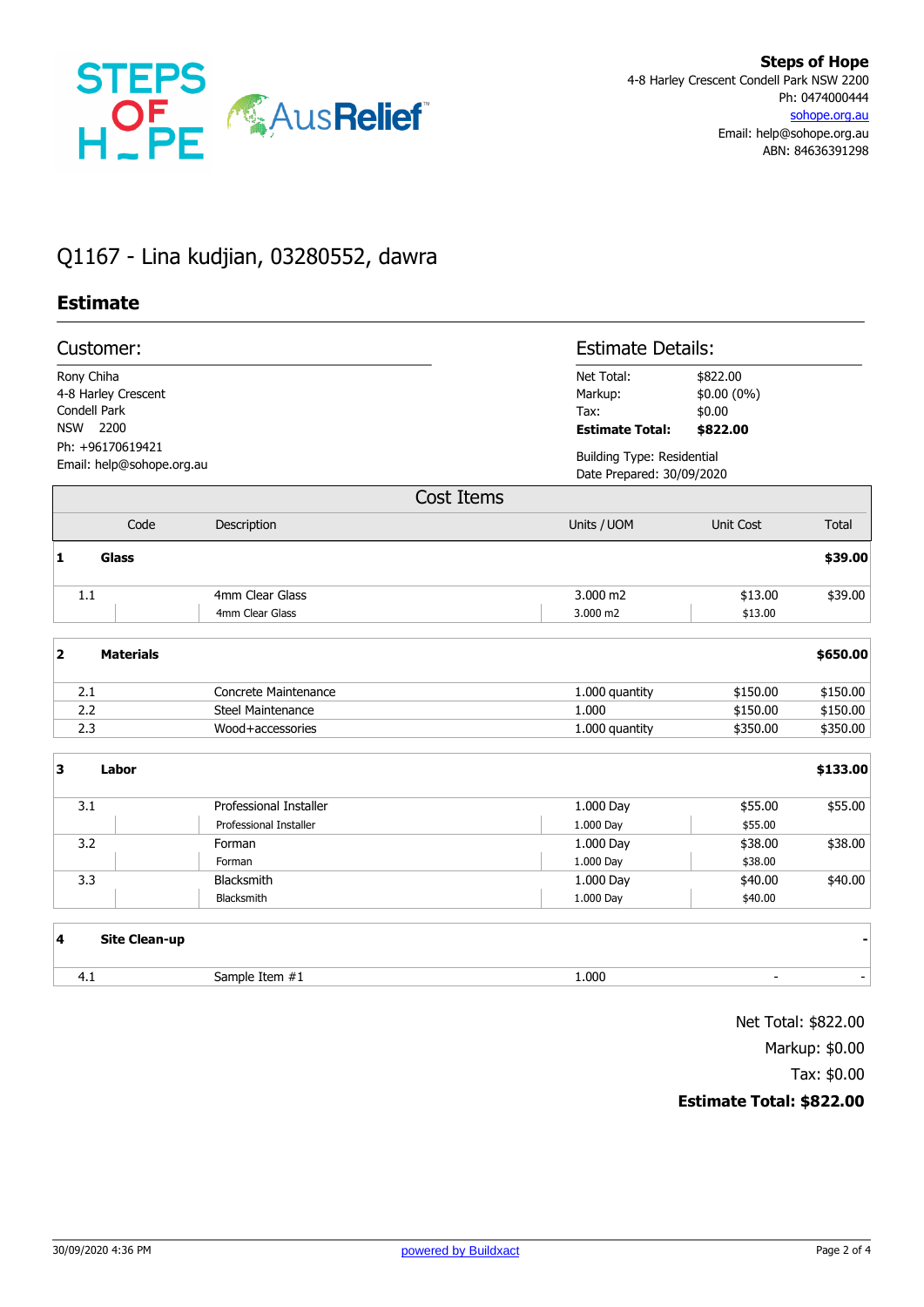**Steps of Hope**
4-8 Harley Crescent Condell Park NSW 2200
Ph: 0474000444
sohope.org.au
Email: help@sohope.org.au
ABN: 84636391298

# Q1167 - Lina kudjian, 03280552, dawra

## Estimate

### Customer:

Rony Chiha
4-8 Harley Crescent
Condell Park
NSW 2200
Ph: +96170619421
Email: help@sohope.org.au

### Estimate Details:

| | |
|---|---|
| Net Total: | $822.00 |
| Markup: | $0.00 (0%) |
| Tax: | $0.00 |
| **Estimate Total:** | **$822.00** |

Building Type: Residential
Date Prepared: 30/09/2020

### Cost Items

| Code | Description | Units / UOM | Unit Cost | Total |
|---|---|---|---|---|
| **1** | **Glass** | | | **$39.00** |
| 1.1 | 4mm Clear Glass | 3.000 m2 | $13.00 | $39.00 |
| | 4mm Clear Glass | 3.000 m2 | $13.00 | |
| **2** | **Materials** | | | **$650.00** |
| 2.1 | Concrete Maintenance | 1.000 quantity | $150.00 | $150.00 |
| 2.2 | Steel Maintenance | 1.000 | $150.00 | $150.00 |
| 2.3 | Wood+accessories | 1.000 quantity | $350.00 | $350.00 |
| **3** | **Labor** | | | **$133.00** |
| 3.1 | Professional Installer | 1.000 Day | $55.00 | $55.00 |
| | Professional Installer | 1.000 Day | $55.00 | |
| 3.2 | Forman | 1.000 Day | $38.00 | $38.00 |
| | Forman | 1.000 Day | $38.00 | |
| 3.3 | Blacksmith | 1.000 Day | $40.00 | $40.00 |
| | Blacksmith | 1.000 Day | $40.00 | |
| **4** | **Site Clean-up** | | | **-** |
| 4.1 | Sample Item #1 | 1.000 | - | - |

Net Total: $822.00
Markup: $0.00
Tax: $0.00
**Estimate Total: $822.00**

30/09/2020 4:36 PM powered by Buildxact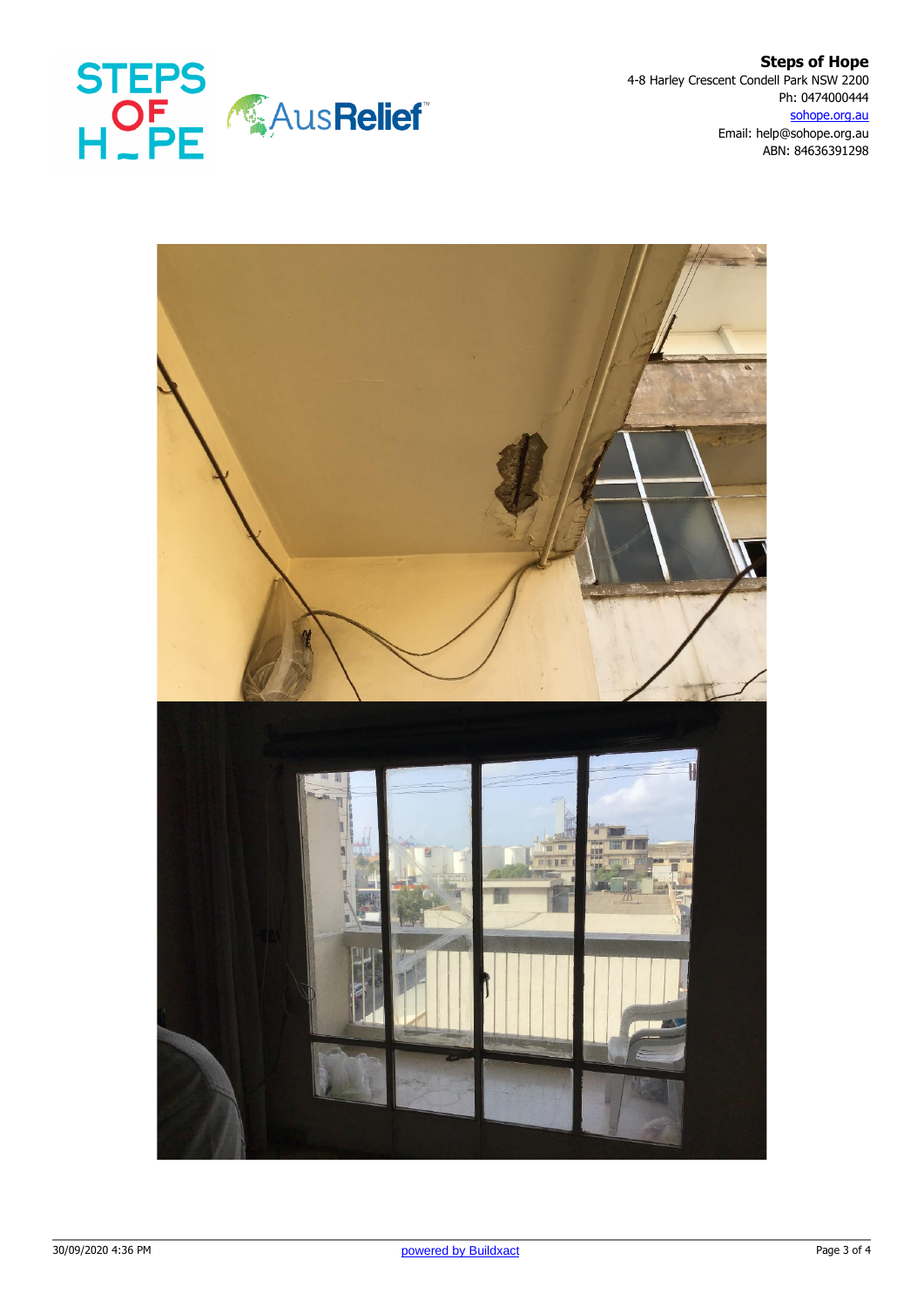**Steps of Hope**
4-8 Harley Crescent Condell Park NSW 2200
Ph: 0474000444
sohope.org.au
Email: help@sohope.org.au
ABN: 84636391298